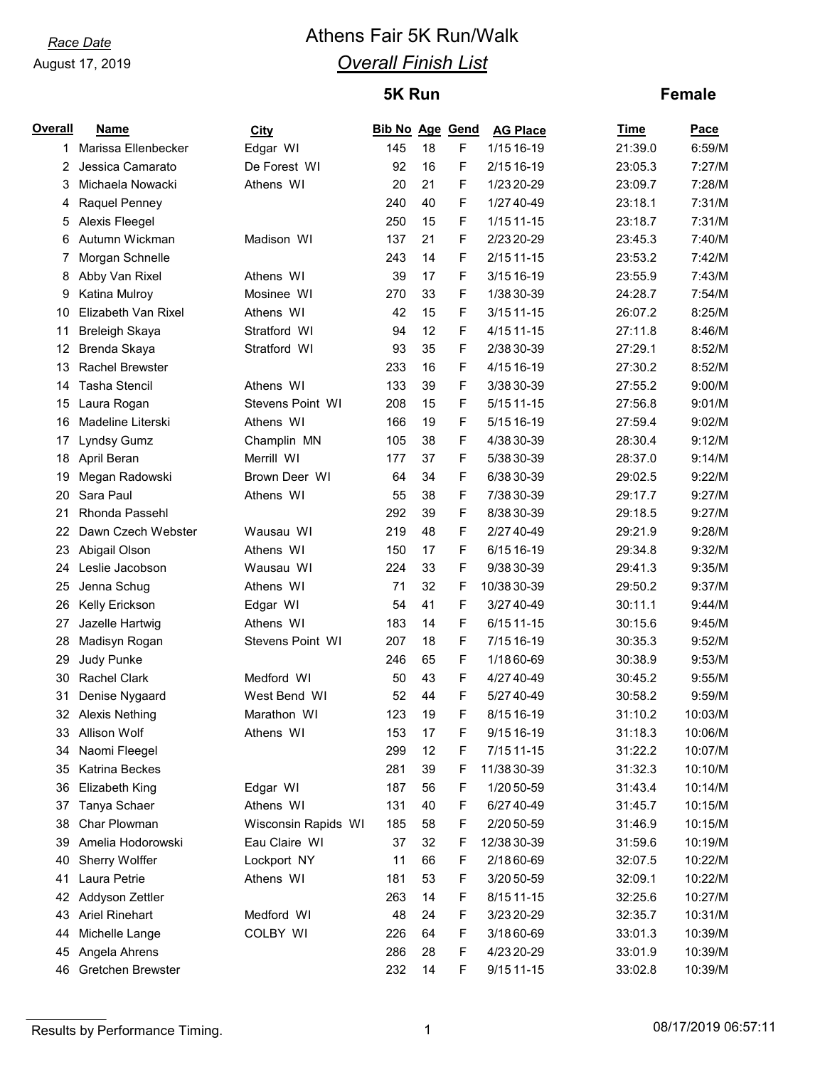*Race Date*

August 17, 2019

# Athens Fair 5K Run/Walk

## *Overall Finish List*

### 5K Run — Female

| Overall | Name | City | Bib No | Age | Gend | AG Place | Time | Pace |
|---|---|---|---|---|---|---|---|---|
| 1 | Marissa Ellenbecker | Edgar WI | 145 | 18 | F | 1/15 16-19 | 21:39.0 | 6:59/M |
| 2 | Jessica Camarato | De Forest WI | 92 | 16 | F | 2/15 16-19 | 23:05.3 | 7:27/M |
| 3 | Michaela Nowacki | Athens WI | 20 | 21 | F | 1/23 20-29 | 23:09.7 | 7:28/M |
| 4 | Raquel Penney | | 240 | 40 | F | 1/27 40-49 | 23:18.1 | 7:31/M |
| 5 | Alexis Fleegel | | 250 | 15 | F | 1/15 11-15 | 23:18.7 | 7:31/M |
| 6 | Autumn Wickman | Madison WI | 137 | 21 | F | 2/23 20-29 | 23:45.3 | 7:40/M |
| 7 | Morgan Schnelle | | 243 | 14 | F | 2/15 11-15 | 23:53.2 | 7:42/M |
| 8 | Abby Van Rixel | Athens WI | 39 | 17 | F | 3/15 16-19 | 23:55.9 | 7:43/M |
| 9 | Katina Mulroy | Mosinee WI | 270 | 33 | F | 1/38 30-39 | 24:28.7 | 7:54/M |
| 10 | Elizabeth Van Rixel | Athens WI | 42 | 15 | F | 3/15 11-15 | 26:07.2 | 8:25/M |
| 11 | Breleigh Skaya | Stratford WI | 94 | 12 | F | 4/15 11-15 | 27:11.8 | 8:46/M |
| 12 | Brenda Skaya | Stratford WI | 93 | 35 | F | 2/38 30-39 | 27:29.1 | 8:52/M |
| 13 | Rachel Brewster | | 233 | 16 | F | 4/15 16-19 | 27:30.2 | 8:52/M |
| 14 | Tasha Stencil | Athens WI | 133 | 39 | F | 3/38 30-39 | 27:55.2 | 9:00/M |
| 15 | Laura Rogan | Stevens Point WI | 208 | 15 | F | 5/15 11-15 | 27:56.8 | 9:01/M |
| 16 | Madeline Literski | Athens WI | 166 | 19 | F | 5/15 16-19 | 27:59.4 | 9:02/M |
| 17 | Lyndsy Gumz | Champlin MN | 105 | 38 | F | 4/38 30-39 | 28:30.4 | 9:12/M |
| 18 | April Beran | Merrill WI | 177 | 37 | F | 5/38 30-39 | 28:37.0 | 9:14/M |
| 19 | Megan Radowski | Brown Deer WI | 64 | 34 | F | 6/38 30-39 | 29:02.5 | 9:22/M |
| 20 | Sara Paul | Athens WI | 55 | 38 | F | 7/38 30-39 | 29:17.7 | 9:27/M |
| 21 | Rhonda Passehl | | 292 | 39 | F | 8/38 30-39 | 29:18.5 | 9:27/M |
| 22 | Dawn Czech Webster | Wausau WI | 219 | 48 | F | 2/27 40-49 | 29:21.9 | 9:28/M |
| 23 | Abigail Olson | Athens WI | 150 | 17 | F | 6/15 16-19 | 29:34.8 | 9:32/M |
| 24 | Leslie Jacobson | Wausau WI | 224 | 33 | F | 9/38 30-39 | 29:41.3 | 9:35/M |
| 25 | Jenna Schug | Athens WI | 71 | 32 | F | 10/38 30-39 | 29:50.2 | 9:37/M |
| 26 | Kelly Erickson | Edgar WI | 54 | 41 | F | 3/27 40-49 | 30:11.1 | 9:44/M |
| 27 | Jazelle Hartwig | Athens WI | 183 | 14 | F | 6/15 11-15 | 30:15.6 | 9:45/M |
| 28 | Madisyn Rogan | Stevens Point WI | 207 | 18 | F | 7/15 16-19 | 30:35.3 | 9:52/M |
| 29 | Judy Punke | | 246 | 65 | F | 1/18 60-69 | 30:38.9 | 9:53/M |
| 30 | Rachel Clark | Medford WI | 50 | 43 | F | 4/27 40-49 | 30:45.2 | 9:55/M |
| 31 | Denise Nygaard | West Bend WI | 52 | 44 | F | 5/27 40-49 | 30:58.2 | 9:59/M |
| 32 | Alexis Nething | Marathon WI | 123 | 19 | F | 8/15 16-19 | 31:10.2 | 10:03/M |
| 33 | Allison Wolf | Athens WI | 153 | 17 | F | 9/15 16-19 | 31:18.3 | 10:06/M |
| 34 | Naomi Fleegel | | 299 | 12 | F | 7/15 11-15 | 31:22.2 | 10:07/M |
| 35 | Katrina Beckes | | 281 | 39 | F | 11/38 30-39 | 31:32.3 | 10:10/M |
| 36 | Elizabeth King | Edgar WI | 187 | 56 | F | 1/20 50-59 | 31:43.4 | 10:14/M |
| 37 | Tanya Schaer | Athens WI | 131 | 40 | F | 6/27 40-49 | 31:45.7 | 10:15/M |
| 38 | Char Plowman | Wisconsin Rapids WI | 185 | 58 | F | 2/20 50-59 | 31:46.9 | 10:15/M |
| 39 | Amelia Hodorowski | Eau Claire WI | 37 | 32 | F | 12/38 30-39 | 31:59.6 | 10:19/M |
| 40 | Sherry Wolffer | Lockport NY | 11 | 66 | F | 2/18 60-69 | 32:07.5 | 10:22/M |
| 41 | Laura Petrie | Athens WI | 181 | 53 | F | 3/20 50-59 | 32:09.1 | 10:22/M |
| 42 | Addyson Zettler | | 263 | 14 | F | 8/15 11-15 | 32:25.6 | 10:27/M |
| 43 | Ariel Rinehart | Medford WI | 48 | 24 | F | 3/23 20-29 | 32:35.7 | 10:31/M |
| 44 | Michelle Lange | COLBY WI | 226 | 64 | F | 3/18 60-69 | 33:01.3 | 10:39/M |
| 45 | Angela Ahrens | | 286 | 28 | F | 4/23 20-29 | 33:01.9 | 10:39/M |
| 46 | Gretchen Brewster | | 232 | 14 | F | 9/15 11-15 | 33:02.8 | 10:39/M |

Results by Performance Timing.

08/17/2019 06:57:11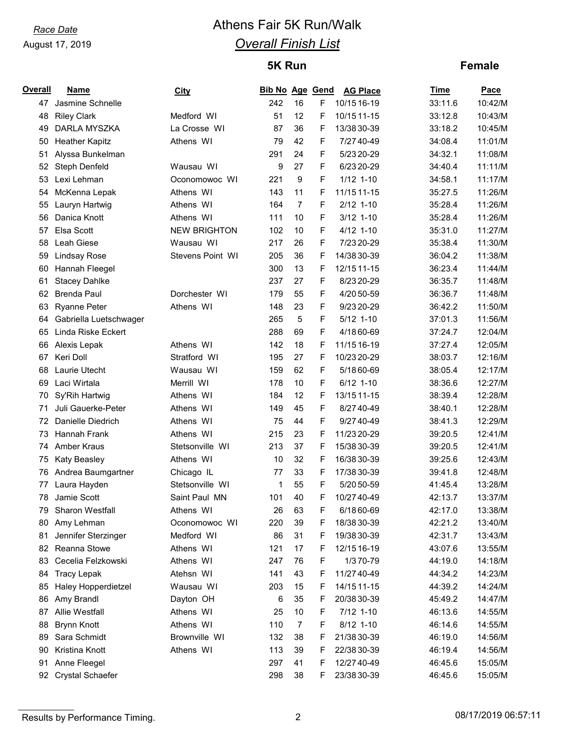*Race Date*

August 17, 2019

# Athens Fair 5K Run/Walk

## *Overall Finish List*

**5K Run** **Female**

| Overall | Name | City | Bib No | Age | Gend | AG Place | Time | Pace |
|---|---|---|---|---|---|---|---|---|
| 47 | Jasmine Schnelle | | 242 | 16 | F | 10/15 16-19 | 33:11.6 | 10:42/M |
| 48 | Riley Clark | Medford WI | 51 | 12 | F | 10/15 11-15 | 33:12.8 | 10:43/M |
| 49 | DARLA MYSZKA | La Crosse WI | 87 | 36 | F | 13/38 30-39 | 33:18.2 | 10:45/M |
| 50 | Heather Kapitz | Athens WI | 79 | 42 | F | 7/27 40-49 | 34:08.4 | 11:01/M |
| 51 | Alyssa Bunkelman | | 291 | 24 | F | 5/23 20-29 | 34:32.1 | 11:08/M |
| 52 | Steph Denfeld | Wausau WI | 9 | 27 | F | 6/23 20-29 | 34:40.4 | 11:11/M |
| 53 | Lexi Lehman | Oconomowoc WI | 221 | 9 | F | 1/12 1-10 | 34:58.1 | 11:17/M |
| 54 | McKenna Lepak | Athens WI | 143 | 11 | F | 11/15 11-15 | 35:27.5 | 11:26/M |
| 55 | Lauryn Hartwig | Athens WI | 164 | 7 | F | 2/12 1-10 | 35:28.4 | 11:26/M |
| 56 | Danica Knott | Athens WI | 111 | 10 | F | 3/12 1-10 | 35:28.4 | 11:26/M |
| 57 | Elsa Scott | NEW BRIGHTON | 102 | 10 | F | 4/12 1-10 | 35:31.0 | 11:27/M |
| 58 | Leah Giese | Wausau WI | 217 | 26 | F | 7/23 20-29 | 35:38.4 | 11:30/M |
| 59 | Lindsay Rose | Stevens Point WI | 205 | 36 | F | 14/38 30-39 | 36:04.2 | 11:38/M |
| 60 | Hannah Fleegel | | 300 | 13 | F | 12/15 11-15 | 36:23.4 | 11:44/M |
| 61 | Stacey Dahlke | | 237 | 27 | F | 8/23 20-29 | 36:35.7 | 11:48/M |
| 62 | Brenda Paul | Dorchester WI | 179 | 55 | F | 4/20 50-59 | 36:36.7 | 11:48/M |
| 63 | Ryanne Peter | Athens WI | 148 | 23 | F | 9/23 20-29 | 36:42.2 | 11:50/M |
| 64 | Gabriella Luetschwager | | 265 | 5 | F | 5/12 1-10 | 37:01.3 | 11:56/M |
| 65 | Linda Riske Eckert | | 288 | 69 | F | 4/18 60-69 | 37:24.7 | 12:04/M |
| 66 | Alexis Lepak | Athens WI | 142 | 18 | F | 11/15 16-19 | 37:27.4 | 12:05/M |
| 67 | Keri Doll | Stratford WI | 195 | 27 | F | 10/23 20-29 | 38:03.7 | 12:16/M |
| 68 | Laurie Utecht | Wausau WI | 159 | 62 | F | 5/18 60-69 | 38:05.4 | 12:17/M |
| 69 | Laci Wirtala | Merrill WI | 178 | 10 | F | 6/12 1-10 | 38:36.6 | 12:27/M |
| 70 | Sy'Rih Hartwig | Athens WI | 184 | 12 | F | 13/15 11-15 | 38:39.4 | 12:28/M |
| 71 | Juli Gauerke-Peter | Athens WI | 149 | 45 | F | 8/27 40-49 | 38:40.1 | 12:28/M |
| 72 | Danielle Diedrich | Athens WI | 75 | 44 | F | 9/27 40-49 | 38:41.3 | 12:29/M |
| 73 | Hannah Frank | Athens WI | 215 | 23 | F | 11/23 20-29 | 39:20.5 | 12:41/M |
| 74 | Amber Kraus | Stetsonville WI | 213 | 37 | F | 15/38 30-39 | 39:20.5 | 12:41/M |
| 75 | Katy Beasley | Athens WI | 10 | 32 | F | 16/38 30-39 | 39:25.6 | 12:43/M |
| 76 | Andrea Baumgartner | Chicago IL | 77 | 33 | F | 17/38 30-39 | 39:41.8 | 12:48/M |
| 77 | Laura Hayden | Stetsonville WI | 1 | 55 | F | 5/20 50-59 | 41:45.4 | 13:28/M |
| 78 | Jamie Scott | Saint Paul MN | 101 | 40 | F | 10/27 40-49 | 42:13.7 | 13:37/M |
| 79 | Sharon Westfall | Athens WI | 26 | 63 | F | 6/18 60-69 | 42:17.0 | 13:38/M |
| 80 | Amy Lehman | Oconomowoc WI | 220 | 39 | F | 18/38 30-39 | 42:21.2 | 13:40/M |
| 81 | Jennifer Sterzinger | Medford WI | 86 | 31 | F | 19/38 30-39 | 42:31.7 | 13:43/M |
| 82 | Reanna Stowe | Athens WI | 121 | 17 | F | 12/15 16-19 | 43:07.6 | 13:55/M |
| 83 | Cecelia Felzkowski | Athens WI | 247 | 76 | F | 1/3 70-79 | 44:19.0 | 14:18/M |
| 84 | Tracy Lepak | Atehsn WI | 141 | 43 | F | 11/27 40-49 | 44:34.2 | 14:23/M |
| 85 | Haley Hopperdietzel | Wausau WI | 203 | 15 | F | 14/15 11-15 | 44:39.2 | 14:24/M |
| 86 | Amy Brandl | Dayton OH | 6 | 35 | F | 20/38 30-39 | 45:49.2 | 14:47/M |
| 87 | Allie Westfall | Athens WI | 25 | 10 | F | 7/12 1-10 | 46:13.6 | 14:55/M |
| 88 | Brynn Knott | Athens WI | 110 | 7 | F | 8/12 1-10 | 46:14.6 | 14:55/M |
| 89 | Sara Schmidt | Brownville WI | 132 | 38 | F | 21/38 30-39 | 46:19.0 | 14:56/M |
| 90 | Kristina Knott | Athens WI | 113 | 39 | F | 22/38 30-39 | 46:19.4 | 14:56/M |
| 91 | Anne Fleegel | | 297 | 41 | F | 12/27 40-49 | 46:45.6 | 15:05/M |
| 92 | Crystal Schaefer | | 298 | 38 | F | 23/38 30-39 | 46:45.6 | 15:05/M |

Results by Performance Timing. 08/17/2019 06:57:11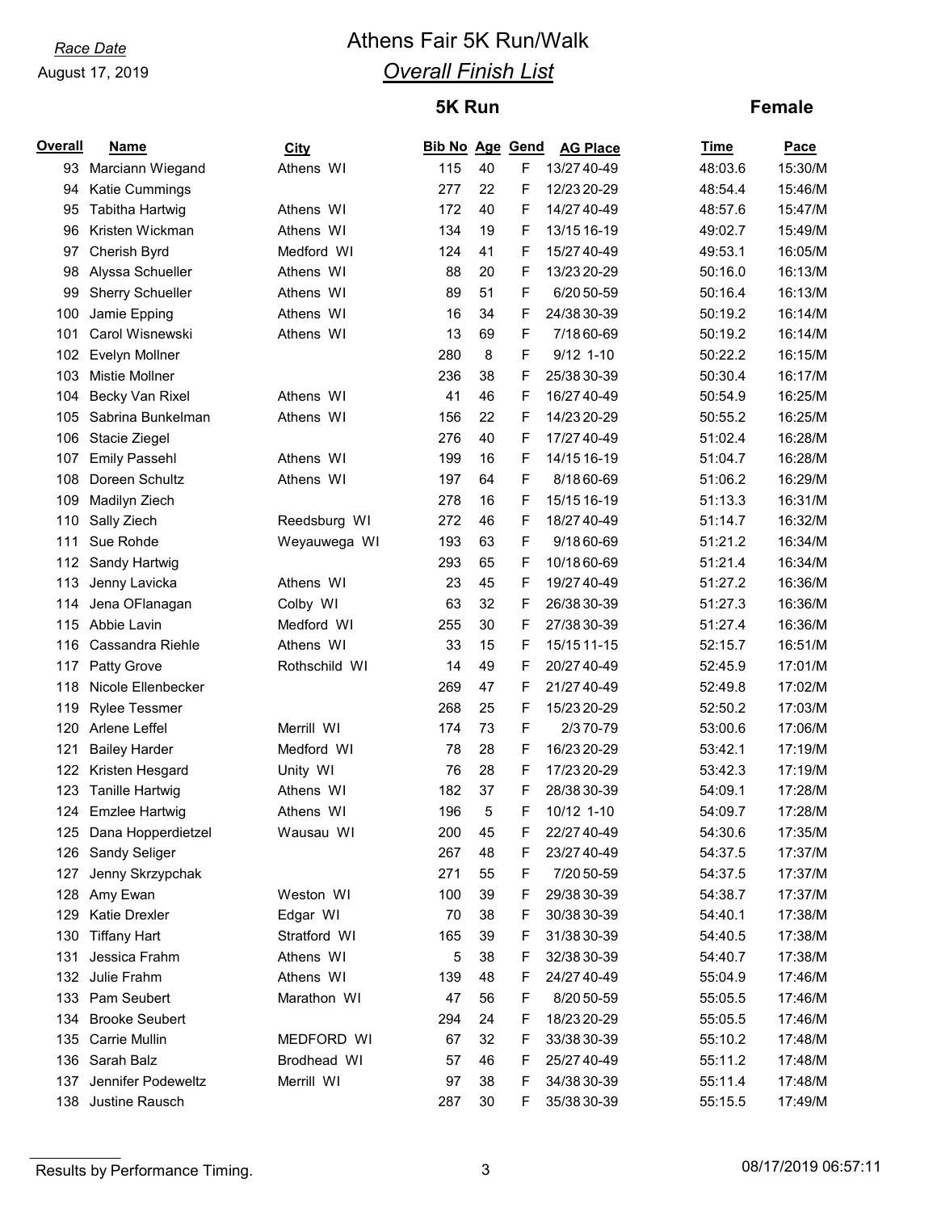*Race Date*
August 17, 2019

# Athens Fair 5K Run/Walk

## *Overall Finish List*

### 5K Run

### Female

| Overall | Name | City | Bib No | Age | Gend | AG Place | Time | Pace |
|---|---|---|---|---|---|---|---|---|
| 93 | Marciann Wiegand | Athens WI | 115 | 40 | F | 13/27 40-49 | 48:03.6 | 15:30/M |
| 94 | Katie Cummings | | 277 | 22 | F | 12/23 20-29 | 48:54.4 | 15:46/M |
| 95 | Tabitha Hartwig | Athens WI | 172 | 40 | F | 14/27 40-49 | 48:57.6 | 15:47/M |
| 96 | Kristen Wickman | Athens WI | 134 | 19 | F | 13/15 16-19 | 49:02.7 | 15:49/M |
| 97 | Cherish Byrd | Medford WI | 124 | 41 | F | 15/27 40-49 | 49:53.1 | 16:05/M |
| 98 | Alyssa Schueller | Athens WI | 88 | 20 | F | 13/23 20-29 | 50:16.0 | 16:13/M |
| 99 | Sherry Schueller | Athens WI | 89 | 51 | F | 6/20 50-59 | 50:16.4 | 16:13/M |
| 100 | Jamie Epping | Athens WI | 16 | 34 | F | 24/38 30-39 | 50:19.2 | 16:14/M |
| 101 | Carol Wisnewski | Athens WI | 13 | 69 | F | 7/18 60-69 | 50:19.2 | 16:14/M |
| 102 | Evelyn Mollner | | 280 | 8 | F | 9/12 1-10 | 50:22.2 | 16:15/M |
| 103 | Mistie Mollner | | 236 | 38 | F | 25/38 30-39 | 50:30.4 | 16:17/M |
| 104 | Becky Van Rixel | Athens WI | 41 | 46 | F | 16/27 40-49 | 50:54.9 | 16:25/M |
| 105 | Sabrina Bunkelman | Athens WI | 156 | 22 | F | 14/23 20-29 | 50:55.2 | 16:25/M |
| 106 | Stacie Ziegel | | 276 | 40 | F | 17/27 40-49 | 51:02.4 | 16:28/M |
| 107 | Emily Passehl | Athens WI | 199 | 16 | F | 14/15 16-19 | 51:04.7 | 16:28/M |
| 108 | Doreen Schultz | Athens WI | 197 | 64 | F | 8/18 60-69 | 51:06.2 | 16:29/M |
| 109 | Madilyn Ziech | | 278 | 16 | F | 15/15 16-19 | 51:13.3 | 16:31/M |
| 110 | Sally Ziech | Reedsburg WI | 272 | 46 | F | 18/27 40-49 | 51:14.7 | 16:32/M |
| 111 | Sue Rohde | Weyauwega WI | 193 | 63 | F | 9/18 60-69 | 51:21.2 | 16:34/M |
| 112 | Sandy Hartwig | | 293 | 65 | F | 10/18 60-69 | 51:21.4 | 16:34/M |
| 113 | Jenny Lavicka | Athens WI | 23 | 45 | F | 19/27 40-49 | 51:27.2 | 16:36/M |
| 114 | Jena OFlanagan | Colby WI | 63 | 32 | F | 26/38 30-39 | 51:27.3 | 16:36/M |
| 115 | Abbie Lavin | Medford WI | 255 | 30 | F | 27/38 30-39 | 51:27.4 | 16:36/M |
| 116 | Cassandra Riehle | Athens WI | 33 | 15 | F | 15/15 11-15 | 52:15.7 | 16:51/M |
| 117 | Patty Grove | Rothschild WI | 14 | 49 | F | 20/27 40-49 | 52:45.9 | 17:01/M |
| 118 | Nicole Ellenbecker | | 269 | 47 | F | 21/27 40-49 | 52:49.8 | 17:02/M |
| 119 | Rylee Tessmer | | 268 | 25 | F | 15/23 20-29 | 52:50.2 | 17:03/M |
| 120 | Arlene Leffel | Merrill WI | 174 | 73 | F | 2/3 70-79 | 53:00.6 | 17:06/M |
| 121 | Bailey Harder | Medford WI | 78 | 28 | F | 16/23 20-29 | 53:42.1 | 17:19/M |
| 122 | Kristen Hesgard | Unity WI | 76 | 28 | F | 17/23 20-29 | 53:42.3 | 17:19/M |
| 123 | Tanille Hartwig | Athens WI | 182 | 37 | F | 28/38 30-39 | 54:09.1 | 17:28/M |
| 124 | Emzlee Hartwig | Athens WI | 196 | 5 | F | 10/12 1-10 | 54:09.7 | 17:28/M |
| 125 | Dana Hopperdietzel | Wausau WI | 200 | 45 | F | 22/27 40-49 | 54:30.6 | 17:35/M |
| 126 | Sandy Seliger | | 267 | 48 | F | 23/27 40-49 | 54:37.5 | 17:37/M |
| 127 | Jenny Skrzypchak | | 271 | 55 | F | 7/20 50-59 | 54:37.5 | 17:37/M |
| 128 | Amy Ewan | Weston WI | 100 | 39 | F | 29/38 30-39 | 54:38.7 | 17:37/M |
| 129 | Katie Drexler | Edgar WI | 70 | 38 | F | 30/38 30-39 | 54:40.1 | 17:38/M |
| 130 | Tiffany Hart | Stratford WI | 165 | 39 | F | 31/38 30-39 | 54:40.5 | 17:38/M |
| 131 | Jessica Frahm | Athens WI | 5 | 38 | F | 32/38 30-39 | 54:40.7 | 17:38/M |
| 132 | Julie Frahm | Athens WI | 139 | 48 | F | 24/27 40-49 | 55:04.9 | 17:46/M |
| 133 | Pam Seubert | Marathon WI | 47 | 56 | F | 8/20 50-59 | 55:05.5 | 17:46/M |
| 134 | Brooke Seubert | | 294 | 24 | F | 18/23 20-29 | 55:05.5 | 17:46/M |
| 135 | Carrie Mullin | MEDFORD WI | 67 | 32 | F | 33/38 30-39 | 55:10.2 | 17:48/M |
| 136 | Sarah Balz | Brodhead WI | 57 | 46 | F | 25/27 40-49 | 55:11.2 | 17:48/M |
| 137 | Jennifer Podeweltz | Merrill WI | 97 | 38 | F | 34/38 30-39 | 55:11.4 | 17:48/M |
| 138 | Justine Rausch | | 287 | 30 | F | 35/38 30-39 | 55:15.5 | 17:49/M |

Results by Performance Timing. 08/17/2019 06:57:11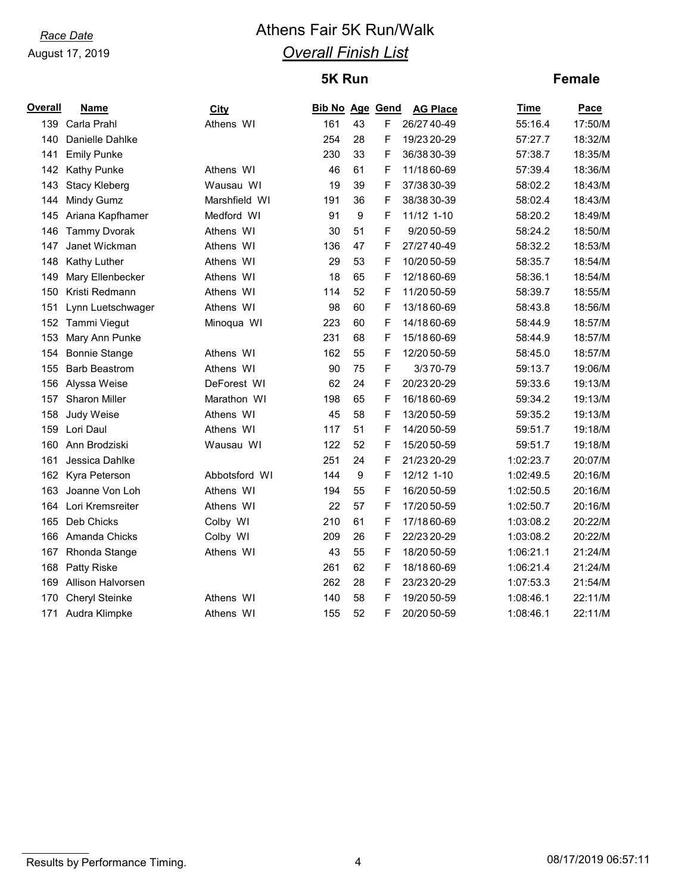*Race Date*

August 17, 2019

# Athens Fair 5K Run/Walk

## *Overall Finish List*

### 5K Run

### Female

| Overall | Name | City | Bib No | Age | Gend | AG Place | Time | Pace |
|---|---|---|---|---|---|---|---|---|
| 139 | Carla Prahl | Athens WI | 161 | 43 | F | 26/27 40-49 | 55:16.4 | 17:50/M |
| 140 | Danielle Dahlke | | 254 | 28 | F | 19/23 20-29 | 57:27.7 | 18:32/M |
| 141 | Emily Punke | | 230 | 33 | F | 36/38 30-39 | 57:38.7 | 18:35/M |
| 142 | Kathy Punke | Athens WI | 46 | 61 | F | 11/18 60-69 | 57:39.4 | 18:36/M |
| 143 | Stacy Kleberg | Wausau WI | 19 | 39 | F | 37/38 30-39 | 58:02.2 | 18:43/M |
| 144 | Mindy Gumz | Marshfield WI | 191 | 36 | F | 38/38 30-39 | 58:02.4 | 18:43/M |
| 145 | Ariana Kapfhamer | Medford WI | 91 | 9 | F | 11/12 1-10 | 58:20.2 | 18:49/M |
| 146 | Tammy Dvorak | Athens WI | 30 | 51 | F | 9/20 50-59 | 58:24.2 | 18:50/M |
| 147 | Janet Wickman | Athens WI | 136 | 47 | F | 27/27 40-49 | 58:32.2 | 18:53/M |
| 148 | Kathy Luther | Athens WI | 29 | 53 | F | 10/20 50-59 | 58:35.7 | 18:54/M |
| 149 | Mary Ellenbecker | Athens WI | 18 | 65 | F | 12/18 60-69 | 58:36.1 | 18:54/M |
| 150 | Kristi Redmann | Athens WI | 114 | 52 | F | 11/20 50-59 | 58:39.7 | 18:55/M |
| 151 | Lynn Luetschwager | Athens WI | 98 | 60 | F | 13/18 60-69 | 58:43.8 | 18:56/M |
| 152 | Tammi Viegut | Minoqua WI | 223 | 60 | F | 14/18 60-69 | 58:44.9 | 18:57/M |
| 153 | Mary Ann Punke | | 231 | 68 | F | 15/18 60-69 | 58:44.9 | 18:57/M |
| 154 | Bonnie Stange | Athens WI | 162 | 55 | F | 12/20 50-59 | 58:45.0 | 18:57/M |
| 155 | Barb Beastrom | Athens WI | 90 | 75 | F | 3/3 70-79 | 59:13.7 | 19:06/M |
| 156 | Alyssa Weise | DeForest WI | 62 | 24 | F | 20/23 20-29 | 59:33.6 | 19:13/M |
| 157 | Sharon Miller | Marathon WI | 198 | 65 | F | 16/18 60-69 | 59:34.2 | 19:13/M |
| 158 | Judy Weise | Athens WI | 45 | 58 | F | 13/20 50-59 | 59:35.2 | 19:13/M |
| 159 | Lori Daul | Athens WI | 117 | 51 | F | 14/20 50-59 | 59:51.7 | 19:18/M |
| 160 | Ann Brodziski | Wausau WI | 122 | 52 | F | 15/20 50-59 | 59:51.7 | 19:18/M |
| 161 | Jessica Dahlke | | 251 | 24 | F | 21/23 20-29 | 1:02:23.7 | 20:07/M |
| 162 | Kyra Peterson | Abbotsford WI | 144 | 9 | F | 12/12 1-10 | 1:02:49.5 | 20:16/M |
| 163 | Joanne Von Loh | Athens WI | 194 | 55 | F | 16/20 50-59 | 1:02:50.5 | 20:16/M |
| 164 | Lori Kremsreiter | Athens WI | 22 | 57 | F | 17/20 50-59 | 1:02:50.7 | 20:16/M |
| 165 | Deb Chicks | Colby WI | 210 | 61 | F | 17/18 60-69 | 1:03:08.2 | 20:22/M |
| 166 | Amanda Chicks | Colby WI | 209 | 26 | F | 22/23 20-29 | 1:03:08.2 | 20:22/M |
| 167 | Rhonda Stange | Athens WI | 43 | 55 | F | 18/20 50-59 | 1:06:21.1 | 21:24/M |
| 168 | Patty Riske | | 261 | 62 | F | 18/18 60-69 | 1:06:21.4 | 21:24/M |
| 169 | Allison Halvorsen | | 262 | 28 | F | 23/23 20-29 | 1:07:53.3 | 21:54/M |
| 170 | Cheryl Steinke | Athens WI | 140 | 58 | F | 19/20 50-59 | 1:08:46.1 | 22:11/M |
| 171 | Audra Klimpke | Athens WI | 155 | 52 | F | 20/20 50-59 | 1:08:46.1 | 22:11/M |

Results by Performance Timing.

08/17/2019 06:57:11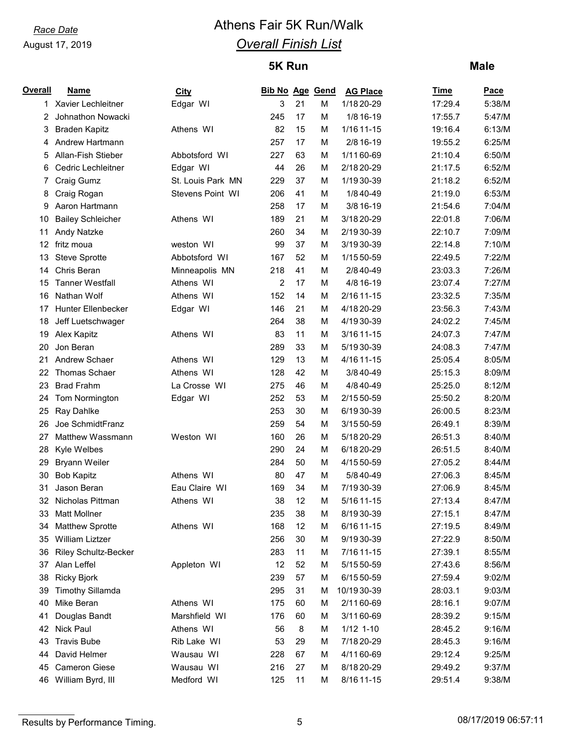*Race Date*

August 17, 2019

# Athens Fair 5K Run/Walk

## *Overall Finish List*

### 5K Run — Male

| Overall | Name | City | Bib No | Age | Gend | AG Place | Time | Pace |
|---|---|---|---|---|---|---|---|---|
| 1 | Xavier Lechleitner | Edgar WI | 3 | 21 | M | 1/18 20-29 | 17:29.4 | 5:38/M |
| 2 | Johnathon Nowacki | | 245 | 17 | M | 1/8 16-19 | 17:55.7 | 5:47/M |
| 3 | Braden Kapitz | Athens WI | 82 | 15 | M | 1/16 11-15 | 19:16.4 | 6:13/M |
| 4 | Andrew Hartmann | | 257 | 17 | M | 2/8 16-19 | 19:55.2 | 6:25/M |
| 5 | Allan-Fish Stieber | Abbotsford WI | 227 | 63 | M | 1/11 60-69 | 21:10.4 | 6:50/M |
| 6 | Cedric Lechleitner | Edgar WI | 44 | 26 | M | 2/18 20-29 | 21:17.5 | 6:52/M |
| 7 | Craig Gumz | St. Louis Park MN | 229 | 37 | M | 1/19 30-39 | 21:18.2 | 6:52/M |
| 8 | Craig Rogan | Stevens Point WI | 206 | 41 | M | 1/8 40-49 | 21:19.0 | 6:53/M |
| 9 | Aaron Hartmann | | 258 | 17 | M | 3/8 16-19 | 21:54.6 | 7:04/M |
| 10 | Bailey Schleicher | Athens WI | 189 | 21 | M | 3/18 20-29 | 22:01.8 | 7:06/M |
| 11 | Andy Natzke | | 260 | 34 | M | 2/19 30-39 | 22:10.7 | 7:09/M |
| 12 | fritz moua | weston WI | 99 | 37 | M | 3/19 30-39 | 22:14.8 | 7:10/M |
| 13 | Steve Sprotte | Abbotsford WI | 167 | 52 | M | 1/15 50-59 | 22:49.5 | 7:22/M |
| 14 | Chris Beran | Minneapolis MN | 218 | 41 | M | 2/8 40-49 | 23:03.3 | 7:26/M |
| 15 | Tanner Westfall | Athens WI | 2 | 17 | M | 4/8 16-19 | 23:07.4 | 7:27/M |
| 16 | Nathan Wolf | Athens WI | 152 | 14 | M | 2/16 11-15 | 23:32.5 | 7:35/M |
| 17 | Hunter Ellenbecker | Edgar WI | 146 | 21 | M | 4/18 20-29 | 23:56.3 | 7:43/M |
| 18 | Jeff Luetschwager | | 264 | 38 | M | 4/19 30-39 | 24:02.2 | 7:45/M |
| 19 | Alex Kapitz | Athens WI | 83 | 11 | M | 3/16 11-15 | 24:07.3 | 7:47/M |
| 20 | Jon Beran | | 289 | 33 | M | 5/19 30-39 | 24:08.3 | 7:47/M |
| 21 | Andrew Schaer | Athens WI | 129 | 13 | M | 4/16 11-15 | 25:05.4 | 8:05/M |
| 22 | Thomas Schaer | Athens WI | 128 | 42 | M | 3/8 40-49 | 25:15.3 | 8:09/M |
| 23 | Brad Frahm | La Crosse WI | 275 | 46 | M | 4/8 40-49 | 25:25.0 | 8:12/M |
| 24 | Tom Normington | Edgar WI | 252 | 53 | M | 2/15 50-59 | 25:50.2 | 8:20/M |
| 25 | Ray Dahlke | | 253 | 30 | M | 6/19 30-39 | 26:00.5 | 8:23/M |
| 26 | Joe SchmidtFranz | | 259 | 54 | M | 3/15 50-59 | 26:49.1 | 8:39/M |
| 27 | Matthew Wassmann | Weston WI | 160 | 26 | M | 5/18 20-29 | 26:51.3 | 8:40/M |
| 28 | Kyle Welbes | | 290 | 24 | M | 6/18 20-29 | 26:51.5 | 8:40/M |
| 29 | Bryann Weiler | | 284 | 50 | M | 4/15 50-59 | 27:05.2 | 8:44/M |
| 30 | Bob Kapitz | Athens WI | 80 | 47 | M | 5/8 40-49 | 27:06.3 | 8:45/M |
| 31 | Jason Beran | Eau Claire WI | 169 | 34 | M | 7/19 30-39 | 27:06.9 | 8:45/M |
| 32 | Nicholas Pittman | Athens WI | 38 | 12 | M | 5/16 11-15 | 27:13.4 | 8:47/M |
| 33 | Matt Mollner | | 235 | 38 | M | 8/19 30-39 | 27:15.1 | 8:47/M |
| 34 | Matthew Sprotte | Athens WI | 168 | 12 | M | 6/16 11-15 | 27:19.5 | 8:49/M |
| 35 | William Liztzer | | 256 | 30 | M | 9/19 30-39 | 27:22.9 | 8:50/M |
| 36 | Riley Schultz-Becker | | 283 | 11 | M | 7/16 11-15 | 27:39.1 | 8:55/M |
| 37 | Alan Leffel | Appleton WI | 12 | 52 | M | 5/15 50-59 | 27:43.6 | 8:56/M |
| 38 | Ricky Bjork | | 239 | 57 | M | 6/15 50-59 | 27:59.4 | 9:02/M |
| 39 | Timothy Sillamda | | 295 | 31 | M | 10/19 30-39 | 28:03.1 | 9:03/M |
| 40 | Mike Beran | Athens WI | 175 | 60 | M | 2/11 60-69 | 28:16.1 | 9:07/M |
| 41 | Douglas Bandt | Marshfield WI | 176 | 60 | M | 3/11 60-69 | 28:39.2 | 9:15/M |
| 42 | Nick Paul | Athens WI | 56 | 8 | M | 1/12 1-10 | 28:45.2 | 9:16/M |
| 43 | Travis Bube | Rib Lake WI | 53 | 29 | M | 7/18 20-29 | 28:45.3 | 9:16/M |
| 44 | David Helmer | Wausau WI | 228 | 67 | M | 4/11 60-69 | 29:12.4 | 9:25/M |
| 45 | Cameron Giese | Wausau WI | 216 | 27 | M | 8/18 20-29 | 29:49.2 | 9:37/M |
| 46 | William Byrd, III | Medford WI | 125 | 11 | M | 8/16 11-15 | 29:51.4 | 9:38/M |

Results by Performance Timing. 08/17/2019 06:57:11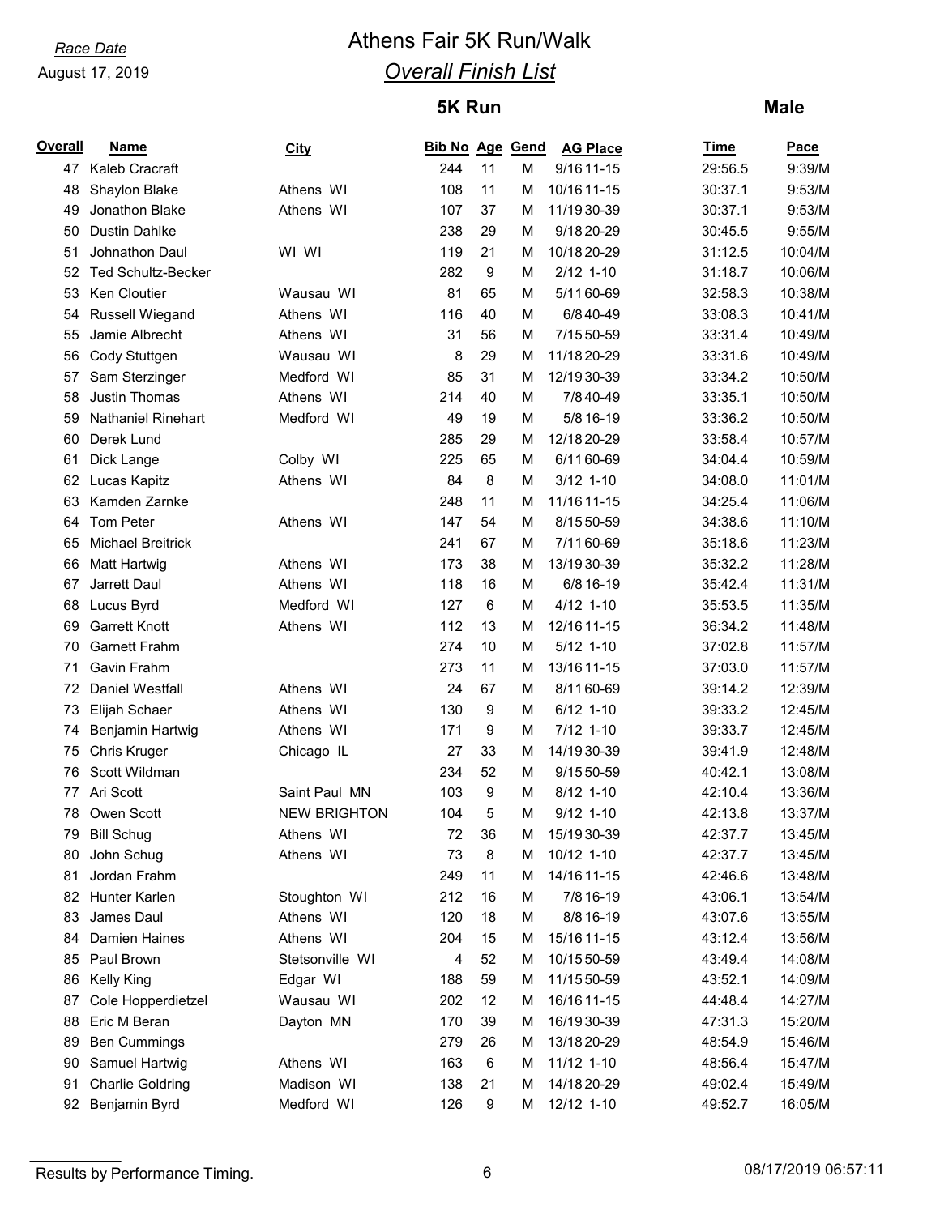*Race Date*

August 17, 2019

# Athens Fair 5K Run/Walk

## *Overall Finish List*

### 5K Run

### Male

| Overall | Name | City | Bib No | Age | Gend | AG Place | Time | Pace |
|---|---|---|---|---|---|---|---|---|
| 47 | Kaleb Cracraft | | 244 | 11 | M | 9/16 11-15 | 29:56.5 | 9:39/M |
| 48 | Shaylon Blake | Athens WI | 108 | 11 | M | 10/16 11-15 | 30:37.1 | 9:53/M |
| 49 | Jonathon Blake | Athens WI | 107 | 37 | M | 11/19 30-39 | 30:37.1 | 9:53/M |
| 50 | Dustin Dahlke | | 238 | 29 | M | 9/18 20-29 | 30:45.5 | 9:55/M |
| 51 | Johnathon Daul | WI WI | 119 | 21 | M | 10/18 20-29 | 31:12.5 | 10:04/M |
| 52 | Ted Schultz-Becker | | 282 | 9 | M | 2/12 1-10 | 31:18.7 | 10:06/M |
| 53 | Ken Cloutier | Wausau WI | 81 | 65 | M | 5/11 60-69 | 32:58.3 | 10:38/M |
| 54 | Russell Wiegand | Athens WI | 116 | 40 | M | 6/8 40-49 | 33:08.3 | 10:41/M |
| 55 | Jamie Albrecht | Athens WI | 31 | 56 | M | 7/15 50-59 | 33:31.4 | 10:49/M |
| 56 | Cody Stuttgen | Wausau WI | 8 | 29 | M | 11/18 20-29 | 33:31.6 | 10:49/M |
| 57 | Sam Sterzinger | Medford WI | 85 | 31 | M | 12/19 30-39 | 33:34.2 | 10:50/M |
| 58 | Justin Thomas | Athens WI | 214 | 40 | M | 7/8 40-49 | 33:35.1 | 10:50/M |
| 59 | Nathaniel Rinehart | Medford WI | 49 | 19 | M | 5/8 16-19 | 33:36.2 | 10:50/M |
| 60 | Derek Lund | | 285 | 29 | M | 12/18 20-29 | 33:58.4 | 10:57/M |
| 61 | Dick Lange | Colby WI | 225 | 65 | M | 6/11 60-69 | 34:04.4 | 10:59/M |
| 62 | Lucas Kapitz | Athens WI | 84 | 8 | M | 3/12 1-10 | 34:08.0 | 11:01/M |
| 63 | Kamden Zarnke | | 248 | 11 | M | 11/16 11-15 | 34:25.4 | 11:06/M |
| 64 | Tom Peter | Athens WI | 147 | 54 | M | 8/15 50-59 | 34:38.6 | 11:10/M |
| 65 | Michael Breitrick | | 241 | 67 | M | 7/11 60-69 | 35:18.6 | 11:23/M |
| 66 | Matt Hartwig | Athens WI | 173 | 38 | M | 13/19 30-39 | 35:32.2 | 11:28/M |
| 67 | Jarrett Daul | Athens WI | 118 | 16 | M | 6/8 16-19 | 35:42.4 | 11:31/M |
| 68 | Lucus Byrd | Medford WI | 127 | 6 | M | 4/12 1-10 | 35:53.5 | 11:35/M |
| 69 | Garrett Knott | Athens WI | 112 | 13 | M | 12/16 11-15 | 36:34.2 | 11:48/M |
| 70 | Garnett Frahm | | 274 | 10 | M | 5/12 1-10 | 37:02.8 | 11:57/M |
| 71 | Gavin Frahm | | 273 | 11 | M | 13/16 11-15 | 37:03.0 | 11:57/M |
| 72 | Daniel Westfall | Athens WI | 24 | 67 | M | 8/11 60-69 | 39:14.2 | 12:39/M |
| 73 | Elijah Schaer | Athens WI | 130 | 9 | M | 6/12 1-10 | 39:33.2 | 12:45/M |
| 74 | Benjamin Hartwig | Athens WI | 171 | 9 | M | 7/12 1-10 | 39:33.7 | 12:45/M |
| 75 | Chris Kruger | Chicago IL | 27 | 33 | M | 14/19 30-39 | 39:41.9 | 12:48/M |
| 76 | Scott Wildman | | 234 | 52 | M | 9/15 50-59 | 40:42.1 | 13:08/M |
| 77 | Ari Scott | Saint Paul MN | 103 | 9 | M | 8/12 1-10 | 42:10.4 | 13:36/M |
| 78 | Owen Scott | NEW BRIGHTON | 104 | 5 | M | 9/12 1-10 | 42:13.8 | 13:37/M |
| 79 | Bill Schug | Athens WI | 72 | 36 | M | 15/19 30-39 | 42:37.7 | 13:45/M |
| 80 | John Schug | Athens WI | 73 | 8 | M | 10/12 1-10 | 42:37.7 | 13:45/M |
| 81 | Jordan Frahm | | 249 | 11 | M | 14/16 11-15 | 42:46.6 | 13:48/M |
| 82 | Hunter Karlen | Stoughton WI | 212 | 16 | M | 7/8 16-19 | 43:06.1 | 13:54/M |
| 83 | James Daul | Athens WI | 120 | 18 | M | 8/8 16-19 | 43:07.6 | 13:55/M |
| 84 | Damien Haines | Athens WI | 204 | 15 | M | 15/16 11-15 | 43:12.4 | 13:56/M |
| 85 | Paul Brown | Stetsonville WI | 4 | 52 | M | 10/15 50-59 | 43:49.4 | 14:08/M |
| 86 | Kelly King | Edgar WI | 188 | 59 | M | 11/15 50-59 | 43:52.1 | 14:09/M |
| 87 | Cole Hopperdietzel | Wausau WI | 202 | 12 | M | 16/16 11-15 | 44:48.4 | 14:27/M |
| 88 | Eric M Beran | Dayton MN | 170 | 39 | M | 16/19 30-39 | 47:31.3 | 15:20/M |
| 89 | Ben Cummings | | 279 | 26 | M | 13/18 20-29 | 48:54.9 | 15:46/M |
| 90 | Samuel Hartwig | Athens WI | 163 | 6 | M | 11/12 1-10 | 48:56.4 | 15:47/M |
| 91 | Charlie Goldring | Madison WI | 138 | 21 | M | 14/18 20-29 | 49:02.4 | 15:49/M |
| 92 | Benjamin Byrd | Medford WI | 126 | 9 | M | 12/12 1-10 | 49:52.7 | 16:05/M |

Results by Performance Timing.

08/17/2019 06:57:11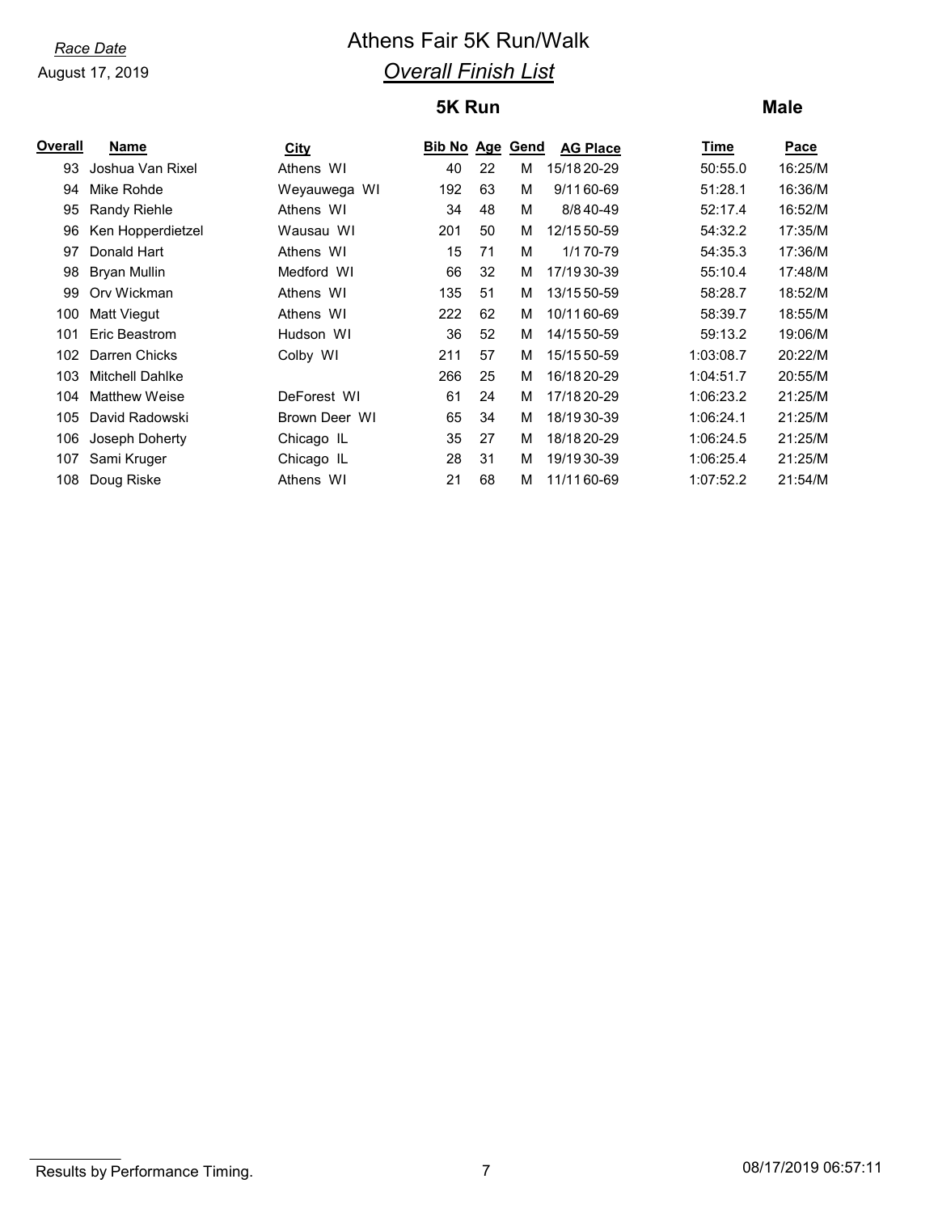*Race Date*
August 17, 2019

# Athens Fair 5K Run/Walk

## *Overall Finish List*

### 5K Run

### Male

| Overall | Name | City | Bib No | Age | Gend | AG Place | Time | Pace |
|---|---|---|---|---|---|---|---|---|
| 93 | Joshua Van Rixel | Athens WI | 40 | 22 | M | 15/18 20-29 | 50:55.0 | 16:25/M |
| 94 | Mike Rohde | Weyauwega WI | 192 | 63 | M | 9/11 60-69 | 51:28.1 | 16:36/M |
| 95 | Randy Riehle | Athens WI | 34 | 48 | M | 8/8 40-49 | 52:17.4 | 16:52/M |
| 96 | Ken Hopperdietzel | Wausau WI | 201 | 50 | M | 12/15 50-59 | 54:32.2 | 17:35/M |
| 97 | Donald Hart | Athens WI | 15 | 71 | M | 1/1 70-79 | 54:35.3 | 17:36/M |
| 98 | Bryan Mullin | Medford WI | 66 | 32 | M | 17/19 30-39 | 55:10.4 | 17:48/M |
| 99 | Orv Wickman | Athens WI | 135 | 51 | M | 13/15 50-59 | 58:28.7 | 18:52/M |
| 100 | Matt Viegut | Athens WI | 222 | 62 | M | 10/11 60-69 | 58:39.7 | 18:55/M |
| 101 | Eric Beastrom | Hudson WI | 36 | 52 | M | 14/15 50-59 | 59:13.2 | 19:06/M |
| 102 | Darren Chicks | Colby WI | 211 | 57 | M | 15/15 50-59 | 1:03:08.7 | 20:22/M |
| 103 | Mitchell Dahlke | | 266 | 25 | M | 16/18 20-29 | 1:04:51.7 | 20:55/M |
| 104 | Matthew Weise | DeForest WI | 61 | 24 | M | 17/18 20-29 | 1:06:23.2 | 21:25/M |
| 105 | David Radowski | Brown Deer WI | 65 | 34 | M | 18/19 30-39 | 1:06:24.1 | 21:25/M |
| 106 | Joseph Doherty | Chicago IL | 35 | 27 | M | 18/18 20-29 | 1:06:24.5 | 21:25/M |
| 107 | Sami Kruger | Chicago IL | 28 | 31 | M | 19/19 30-39 | 1:06:25.4 | 21:25/M |
| 108 | Doug Riske | Athens WI | 21 | 68 | M | 11/11 60-69 | 1:07:52.2 | 21:54/M |

Results by Performance Timing.

08/17/2019 06:57:11